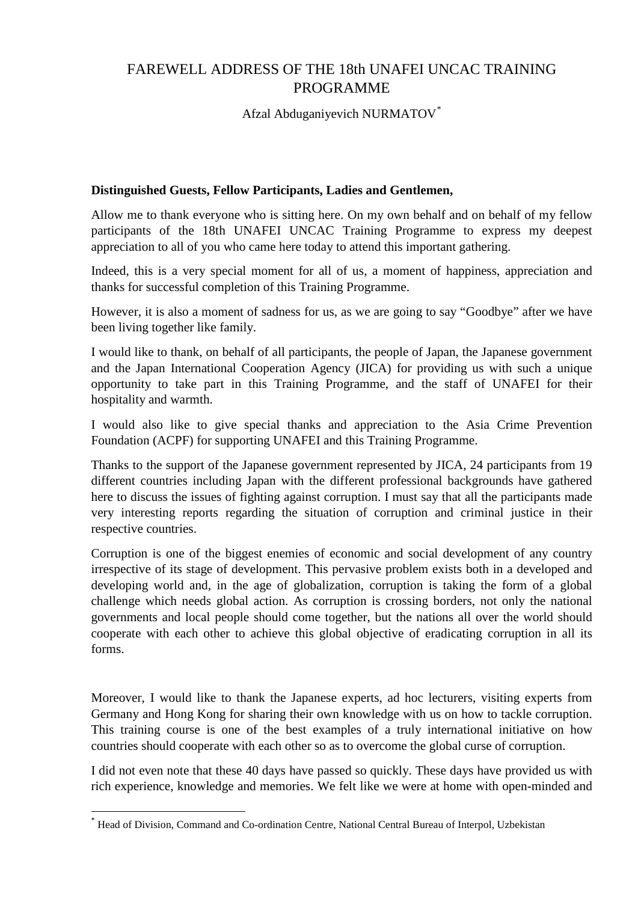# FAREWELL ADDRESS OF THE 18th UNAFEI UNCAC TRAINING PROGRAMME

Afzal Abduganiyevich NURMATOV[*]

**Distinguished Guests, Fellow Participants, Ladies and Gentlemen,**

Allow me to thank everyone who is sitting here. On my own behalf and on behalf of my fellow participants of the 18th UNAFEI UNCAC Training Programme to express my deepest appreciation to all of you who came here today to attend this important gathering.

Indeed, this is a very special moment for all of us, a moment of happiness, appreciation and thanks for successful completion of this Training Programme.

However, it is also a moment of sadness for us, as we are going to say "Goodbye" after we have been living together like family.

I would like to thank, on behalf of all participants, the people of Japan, the Japanese government and the Japan International Cooperation Agency (JICA) for providing us with such a unique opportunity to take part in this Training Programme, and the staff of UNAFEI for their hospitality and warmth.

I would also like to give special thanks and appreciation to the Asia Crime Prevention Foundation (ACPF) for supporting UNAFEI and this Training Programme.

Thanks to the support of the Japanese government represented by JICA, 24 participants from 19 different countries including Japan with the different professional backgrounds have gathered here to discuss the issues of fighting against corruption. I must say that all the participants made very interesting reports regarding the situation of corruption and criminal justice in their respective countries.

Corruption is one of the biggest enemies of economic and social development of any country irrespective of its stage of development. This pervasive problem exists both in a developed and developing world and, in the age of globalization, corruption is taking the form of a global challenge which needs global action. As corruption is crossing borders, not only the national governments and local people should come together, but the nations all over the world should cooperate with each other to achieve this global objective of eradicating corruption in all its forms.

Moreover, I would like to thank the Japanese experts, ad hoc lecturers, visiting experts from Germany and Hong Kong for sharing their own knowledge with us on how to tackle corruption. This training course is one of the best examples of a truly international initiative on how countries should cooperate with each other so as to overcome the global curse of corruption.

I did not even note that these 40 days have passed so quickly. These days have provided us with rich experience, knowledge and memories. We felt like we were at home with open-minded and

[*] Head of Division, Command and Co-ordination Centre, National Central Bureau of Interpol, Uzbekistan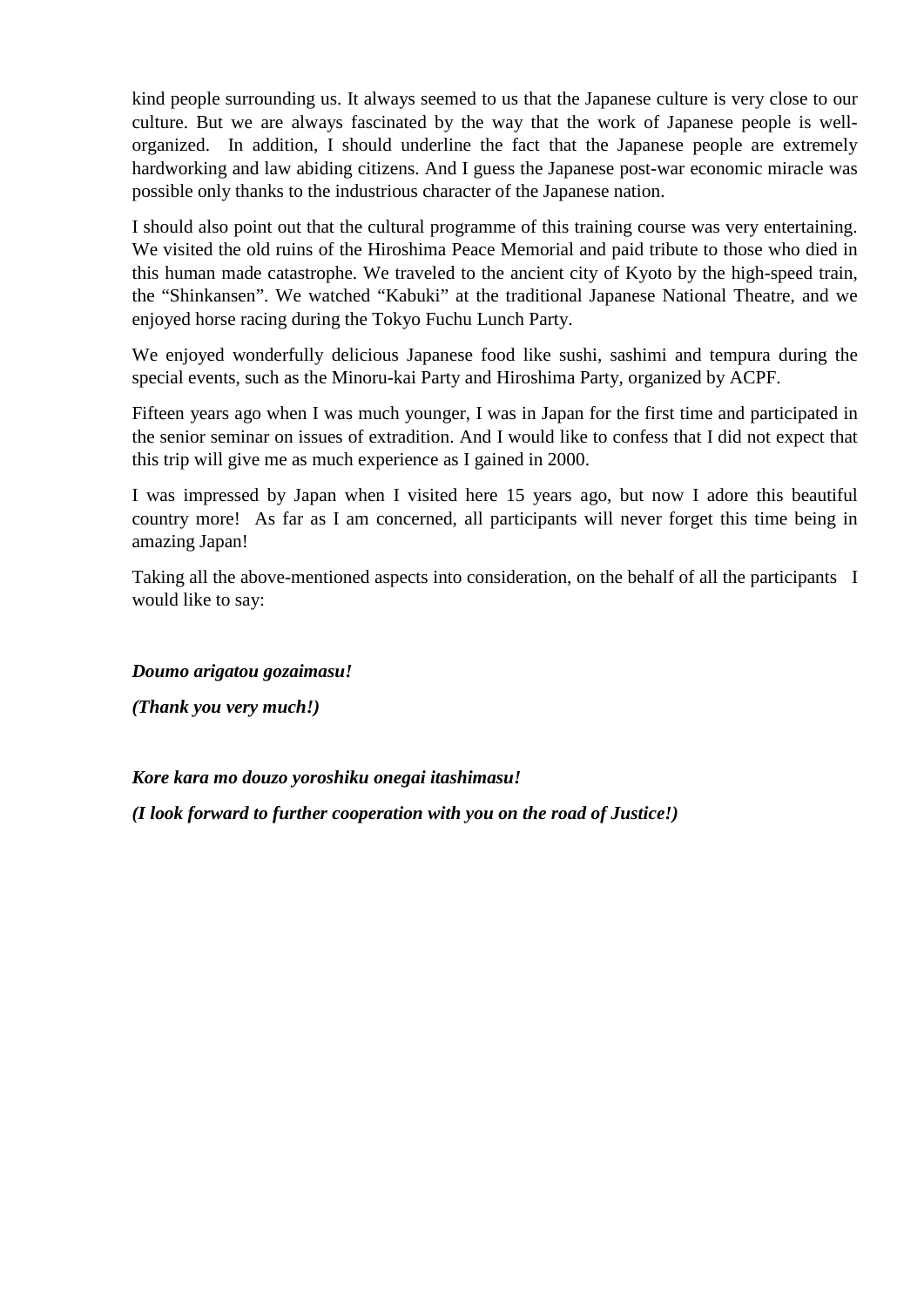kind people surrounding us. It always seemed to us that the Japanese culture is very close to our culture. But we are always fascinated by the way that the work of Japanese people is well-organized. In addition, I should underline the fact that the Japanese people are extremely hardworking and law abiding citizens. And I guess the Japanese post-war economic miracle was possible only thanks to the industrious character of the Japanese nation.

I should also point out that the cultural programme of this training course was very entertaining. We visited the old ruins of the Hiroshima Peace Memorial and paid tribute to those who died in this human made catastrophe. We traveled to the ancient city of Kyoto by the high-speed train, the "Shinkansen". We watched "Kabuki" at the traditional Japanese National Theatre, and we enjoyed horse racing during the Tokyo Fuchu Lunch Party.

We enjoyed wonderfully delicious Japanese food like sushi, sashimi and tempura during the special events, such as the Minoru-kai Party and Hiroshima Party, organized by ACPF.

Fifteen years ago when I was much younger, I was in Japan for the first time and participated in the senior seminar on issues of extradition. And I would like to confess that I did not expect that this trip will give me as much experience as I gained in 2000.

I was impressed by Japan when I visited here 15 years ago, but now I adore this beautiful country more! As far as I am concerned, all participants will never forget this time being in amazing Japan!

Taking all the above-mentioned aspects into consideration, on the behalf of all the participants I would like to say:

***Doumo arigatou gozaimasu!***

***(Thank you very much!)***

***Kore kara mo douzo yoroshiku onegai itashimasu!***

***(I look forward to further cooperation with you on the road of Justice!)***